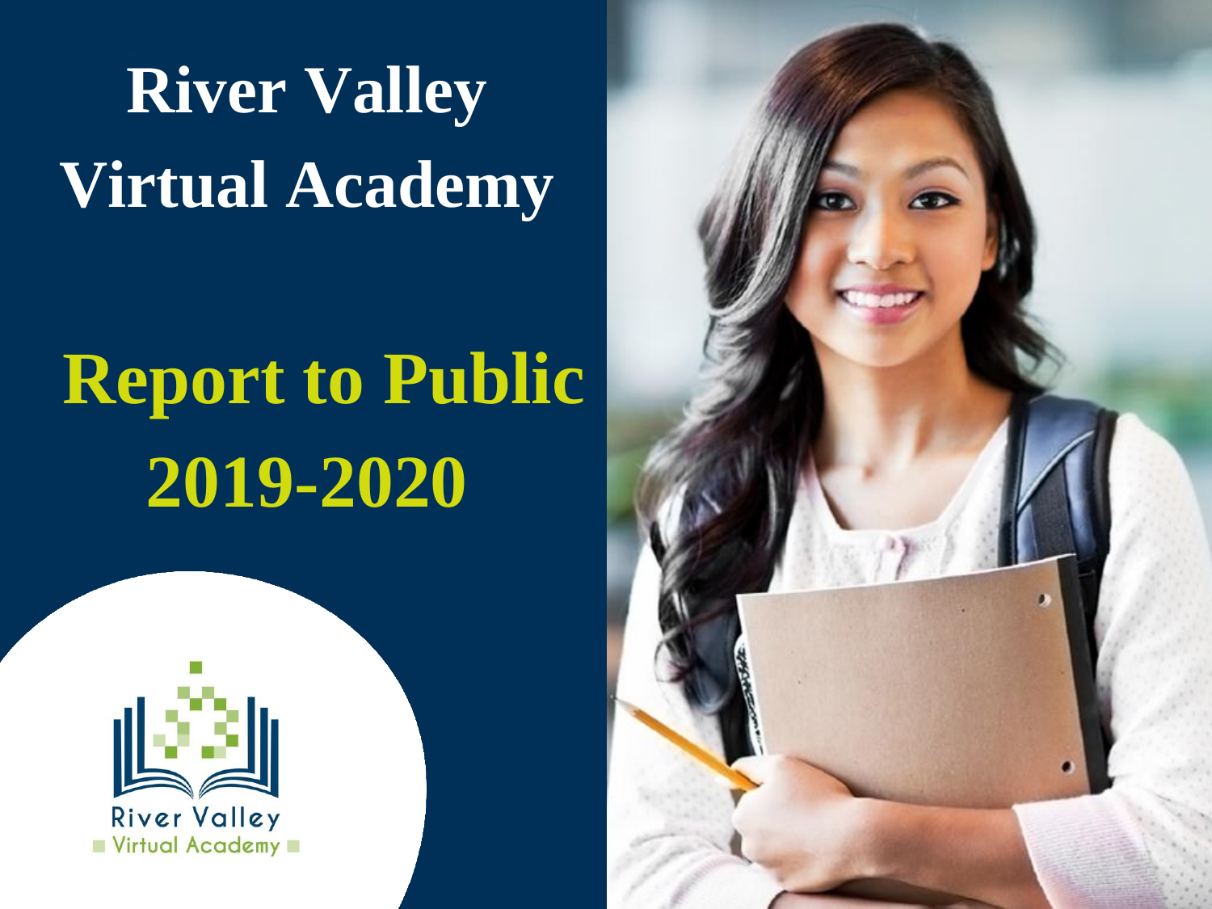# River Valley Virtual Academy

## Report to Public 2019-2020

River Valley Virtual Academy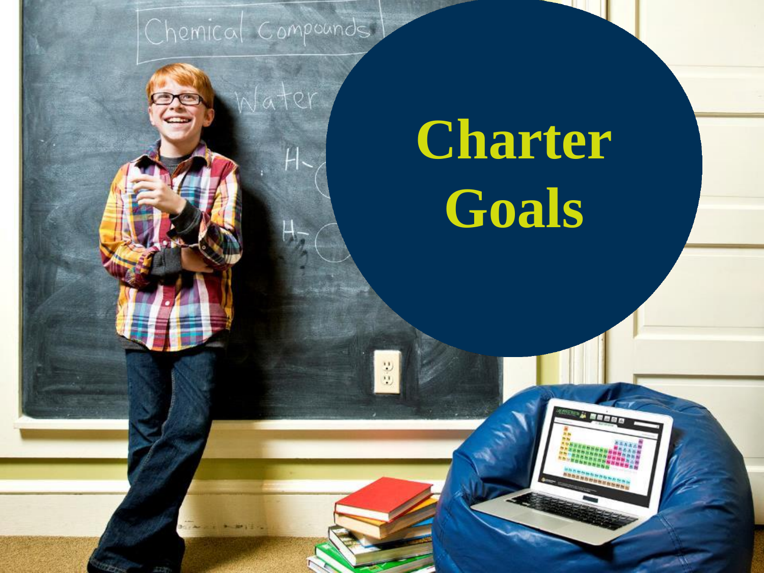# Charter Goals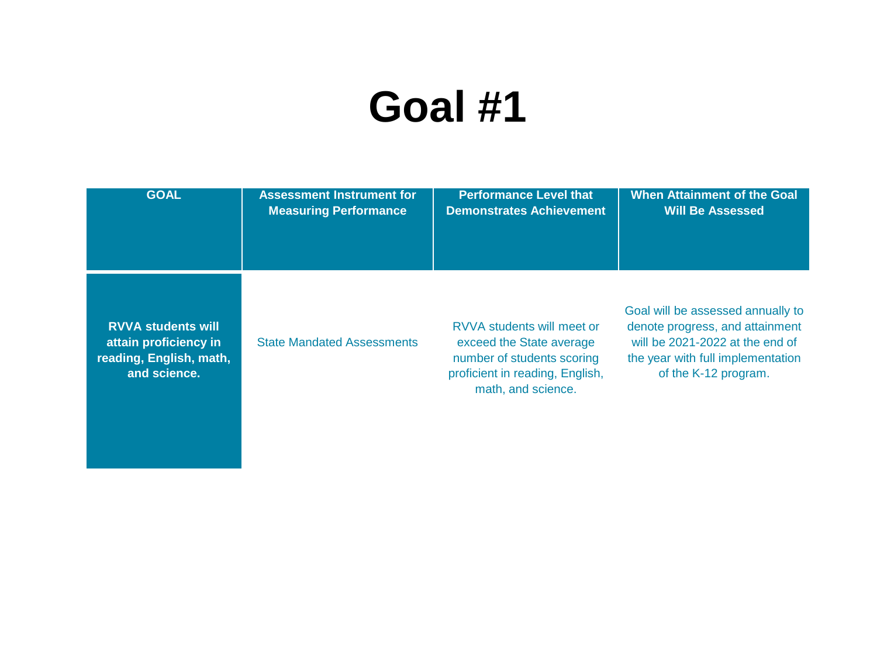# Goal #1

| GOAL | Assessment Instrument for Measuring Performance | Performance Level that Demonstrates Achievement | When Attainment of the Goal Will Be Assessed |
|---|---|---|---|
| **RVVA students will attain proficiency in reading, English, math, and science.** | State Mandated Assessments | RVVA students will meet or exceed the State average number of students scoring proficient in reading, English, math, and science. | Goal will be assessed annually to denote progress, and attainment will be 2021-2022 at the end of the year with full implementation of the K-12 program. |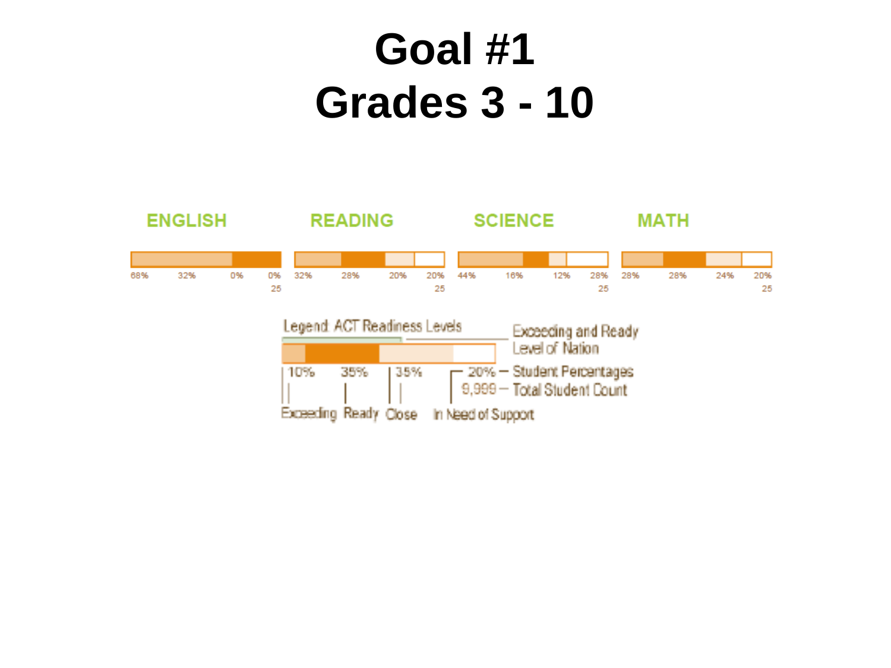# Goal #1
# Grades 3 - 10

| | ENGLISH | READING | SCIENCE | MATH |
|---|---|---|---|---|
| Exceeding | 68% | 32% | 44% | 28% |
| Ready | 32% | 28% | 16% | 28% |
| Close | 0% | 20% | 12% | 24% |
| In Need of Support | 0% | 20% | 28% | 20% |
| Total Student Count | 25 | 25 | 25 | 25 |

Legend: ACT Readiness Levels

Exceeding and Ready Level of Nation

10% | 35% | 35% | 20% — Student Percentages

9,999 — Total Student Count

Exceeding | Ready | Close | In Need of Support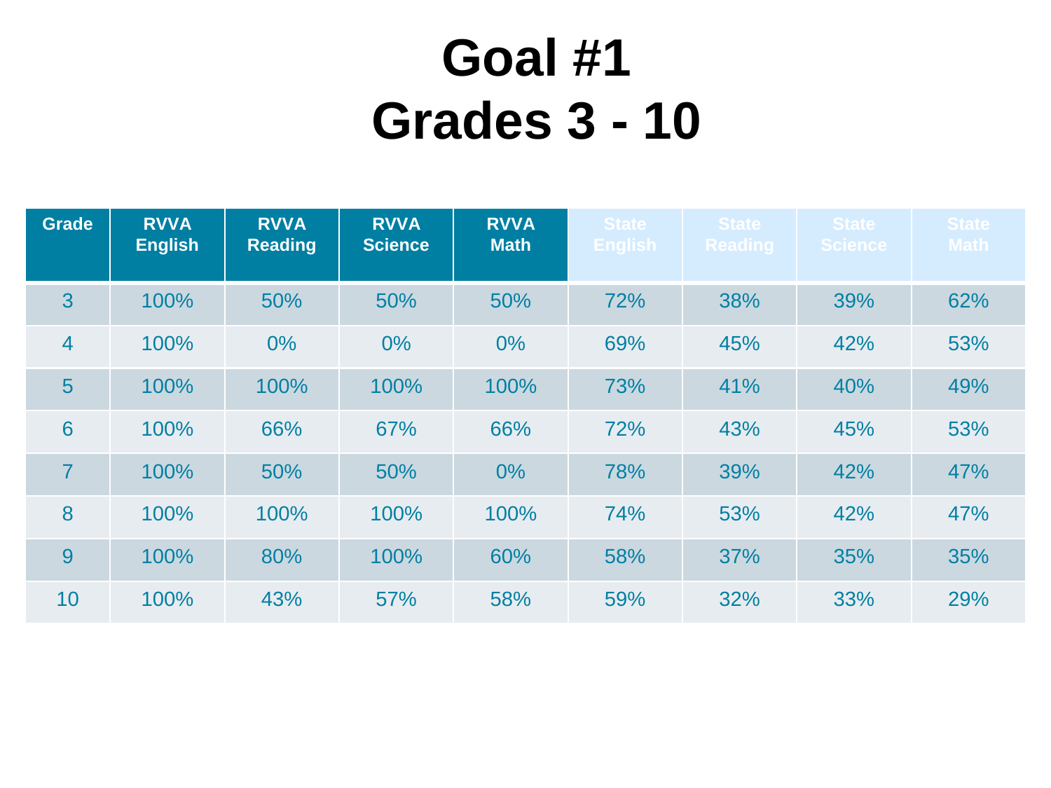# Goal #1
# Grades 3 - 10

| Grade | RVVA English | RVVA Reading | RVVA Science | RVVA Math | State English | State Reading | State Science | State Math |
|---|---|---|---|---|---|---|---|---|
| 3 | 100% | 50% | 50% | 50% | 72% | 38% | 39% | 62% |
| 4 | 100% | 0% | 0% | 0% | 69% | 45% | 42% | 53% |
| 5 | 100% | 100% | 100% | 100% | 73% | 41% | 40% | 49% |
| 6 | 100% | 66% | 67% | 66% | 72% | 43% | 45% | 53% |
| 7 | 100% | 50% | 50% | 0% | 78% | 39% | 42% | 47% |
| 8 | 100% | 100% | 100% | 100% | 74% | 53% | 42% | 47% |
| 9 | 100% | 80% | 100% | 60% | 58% | 37% | 35% | 35% |
| 10 | 100% | 43% | 57% | 58% | 59% | 32% | 33% | 29% |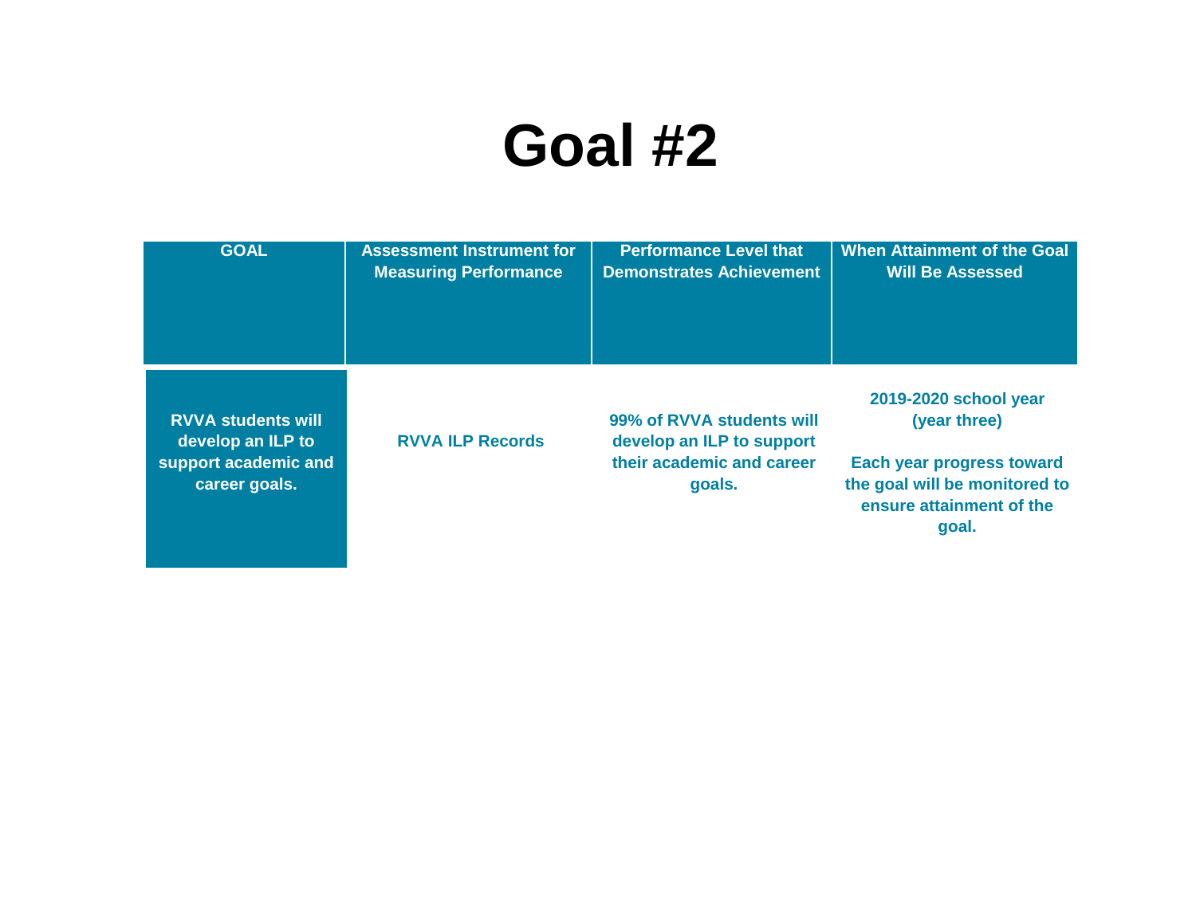# Goal #2

| GOAL | Assessment Instrument for Measuring Performance | Performance Level that Demonstrates Achievement | When Attainment of the Goal Will Be Assessed |
| --- | --- | --- | --- |
| **RVVA students will develop an ILP to support academic and career goals.** | **RVVA ILP Records** | **99% of RVVA students will develop an ILP to support their academic and career goals.** | **2019-2020 school year (year three)**<br><br>**Each year progress toward the goal will be monitored to ensure attainment of the goal.** |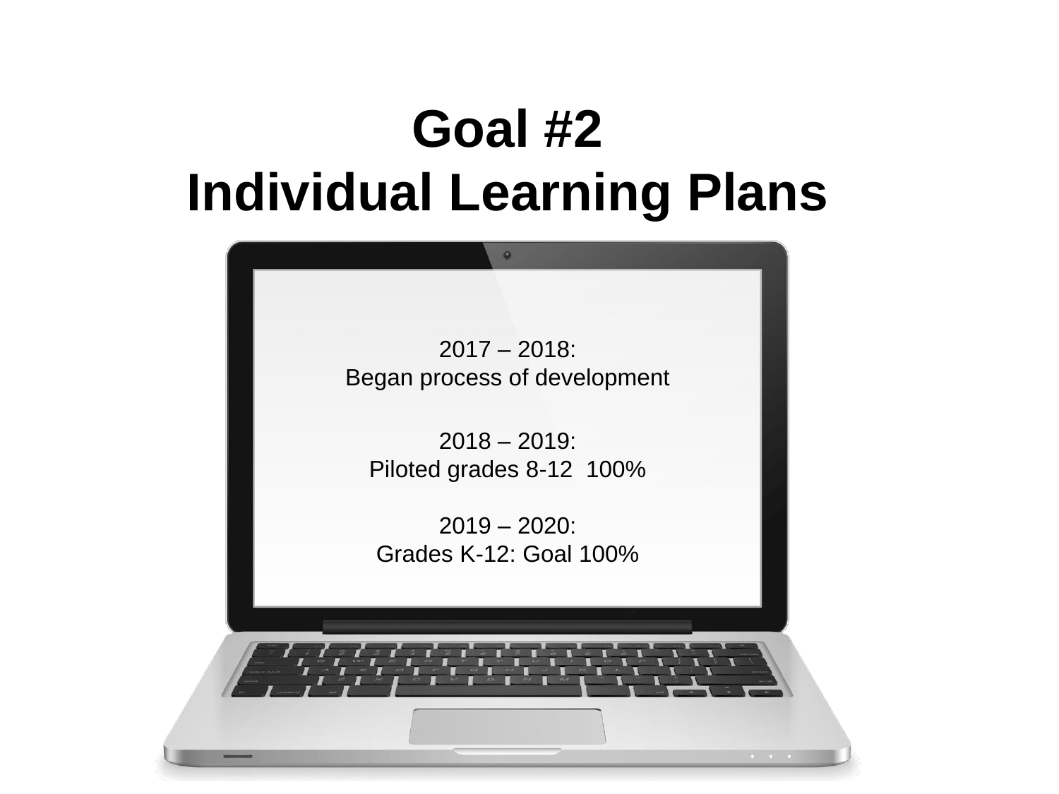# Goal #2
# Individual Learning Plans

2017 – 2018:
Began process of development

2018 – 2019:
Piloted grades 8-12  100%

2019 – 2020:
Grades K-12: Goal 100%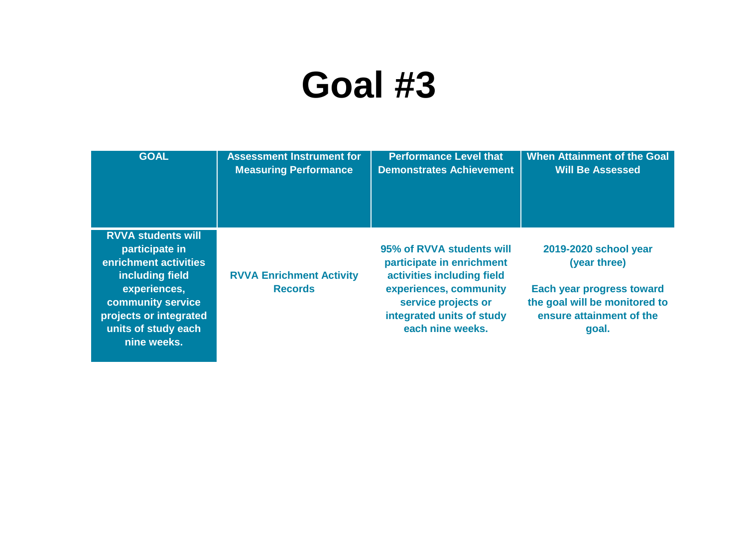# Goal #3

| GOAL | Assessment Instrument for Measuring Performance | Performance Level that Demonstrates Achievement | When Attainment of the Goal Will Be Assessed |
|---|---|---|---|
| **RVVA students will participate in enrichment activities including field experiences, community service projects or integrated units of study each nine weeks.** | **RVVA Enrichment Activity Records** | **95% of RVVA students will participate in enrichment activities including field experiences, community service projects or integrated units of study each nine weeks.** | **2019-2020 school year (year three)**<br><br>**Each year progress toward the goal will be monitored to ensure attainment of the goal.** |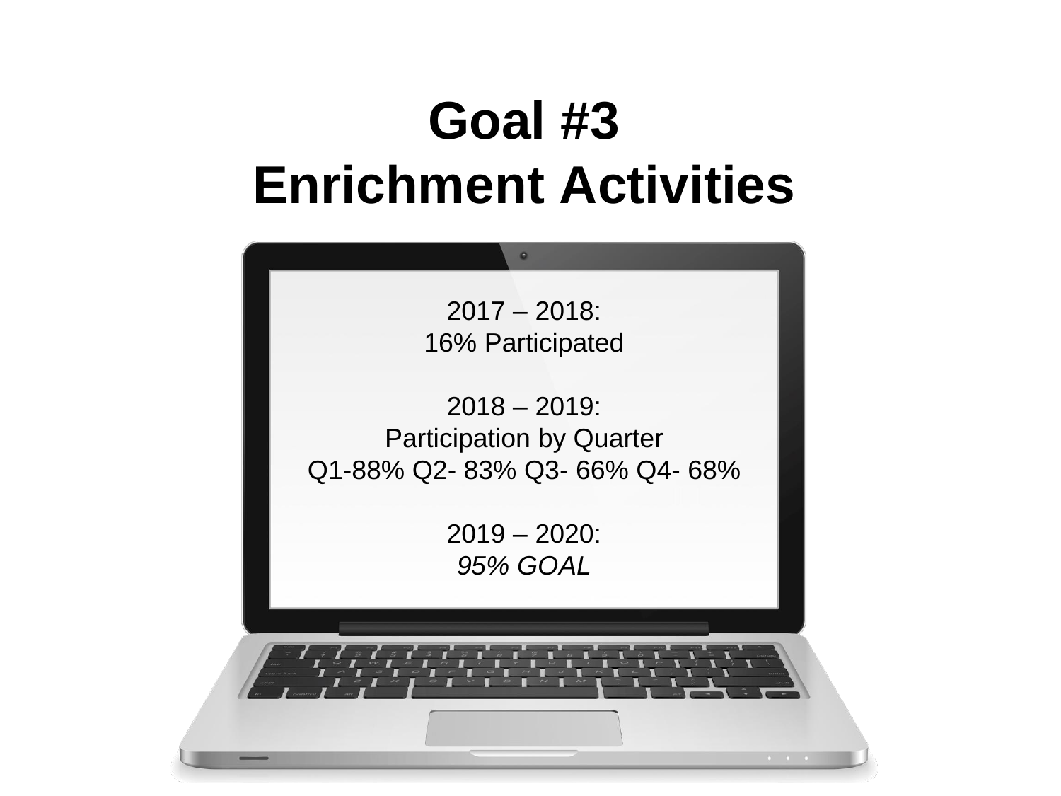# Goal #3
# Enrichment Activities

2017 – 2018:
16% Participated

2018 – 2019:
Participation by Quarter
Q1-88% Q2- 83% Q3- 66% Q4- 68%

2019 – 2020:
*95% GOAL*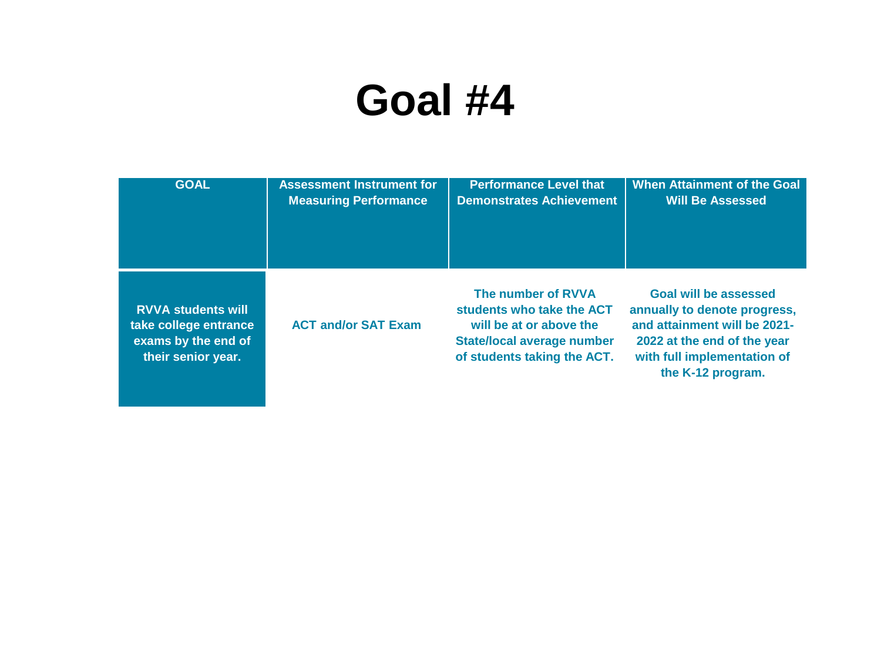# Goal #4

| GOAL | Assessment Instrument for Measuring Performance | Performance Level that Demonstrates Achievement | When Attainment of the Goal Will Be Assessed |
| --- | --- | --- | --- |
| RVVA students will take college entrance exams by the end of their senior year. | ACT and/or SAT Exam | The number of RVVA students who take the ACT will be at or above the State/local average number of students taking the ACT. | Goal will be assessed annually to denote progress, and attainment will be 2021-2022 at the end of the year with full implementation of the K-12 program. |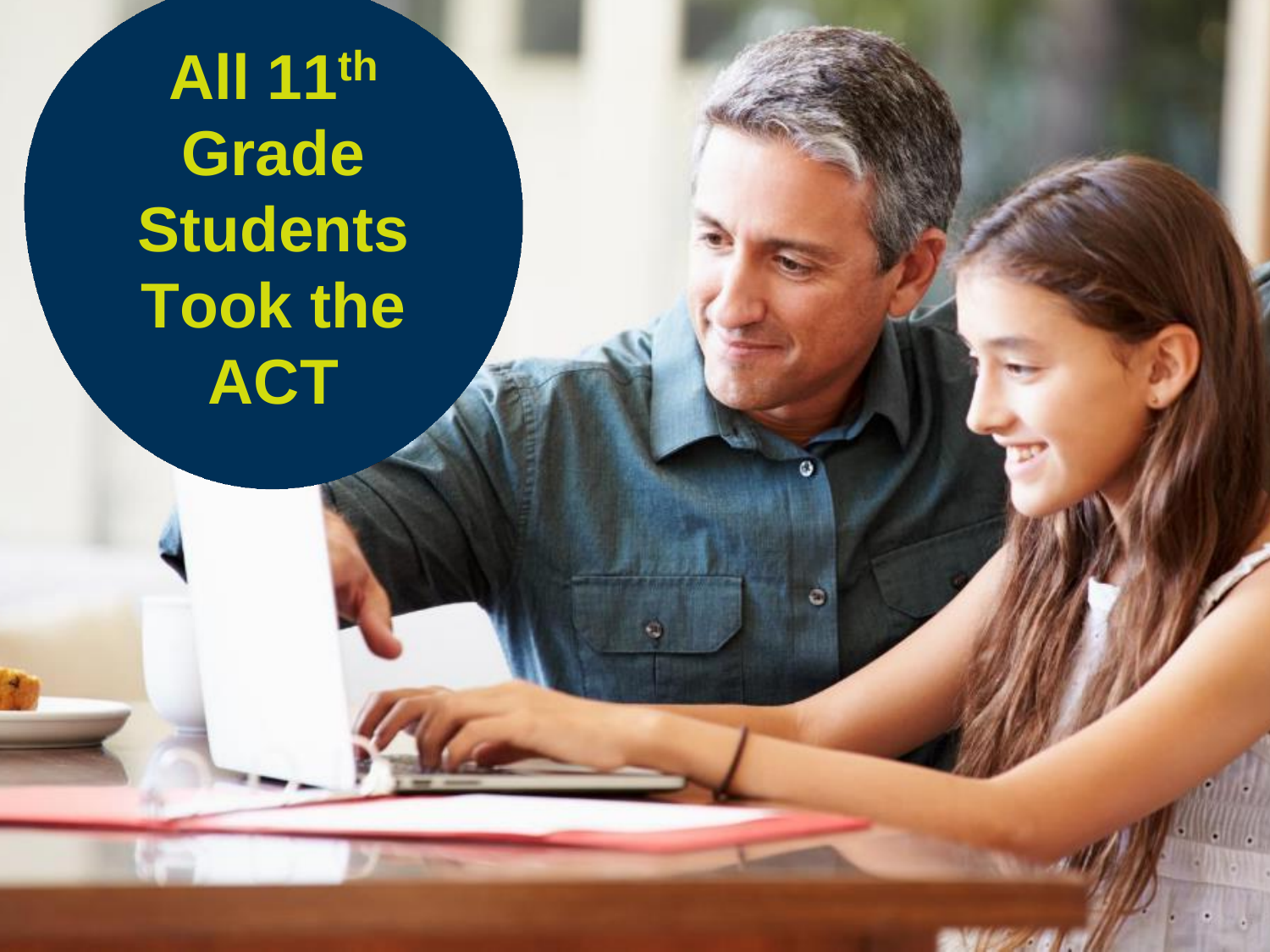# All 11th Grade Students Took the ACT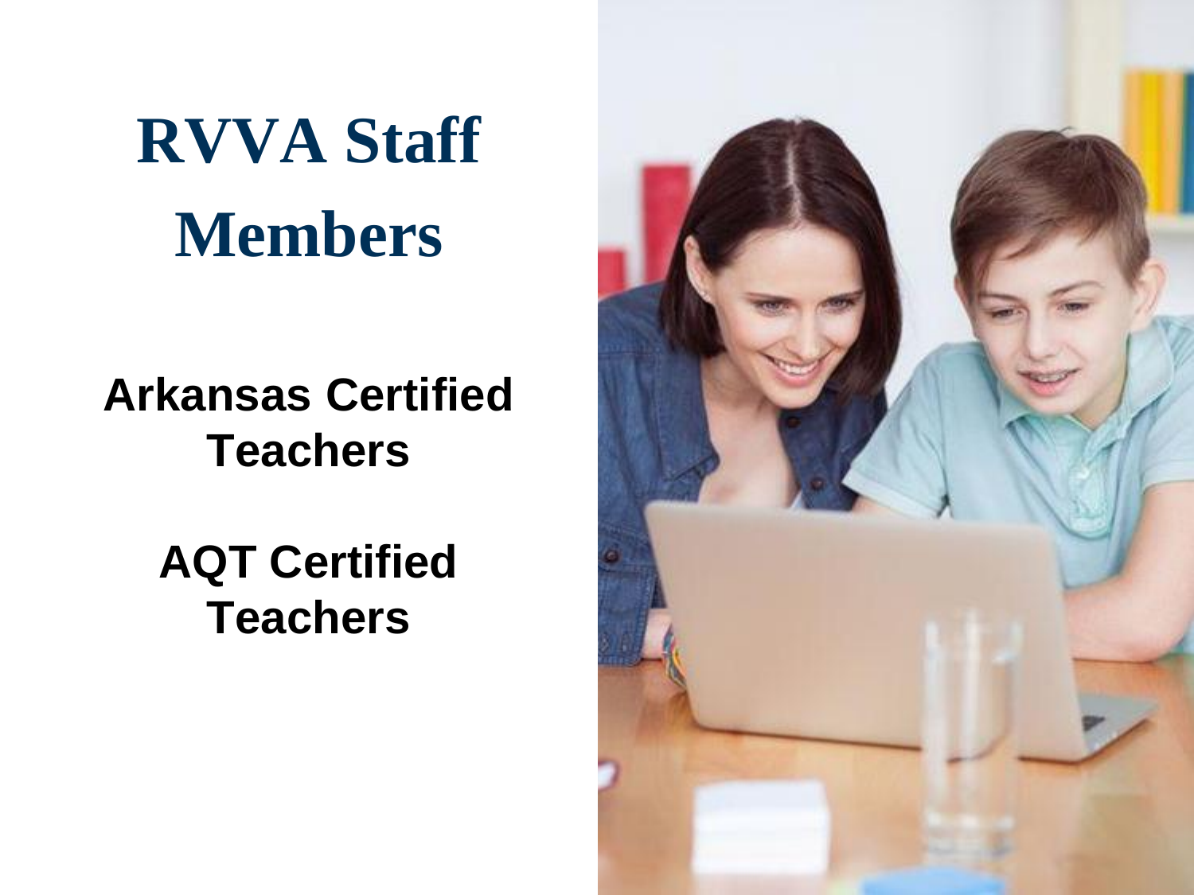# RVVA Staff Members

**Arkansas Certified Teachers**

**AQT Certified Teachers**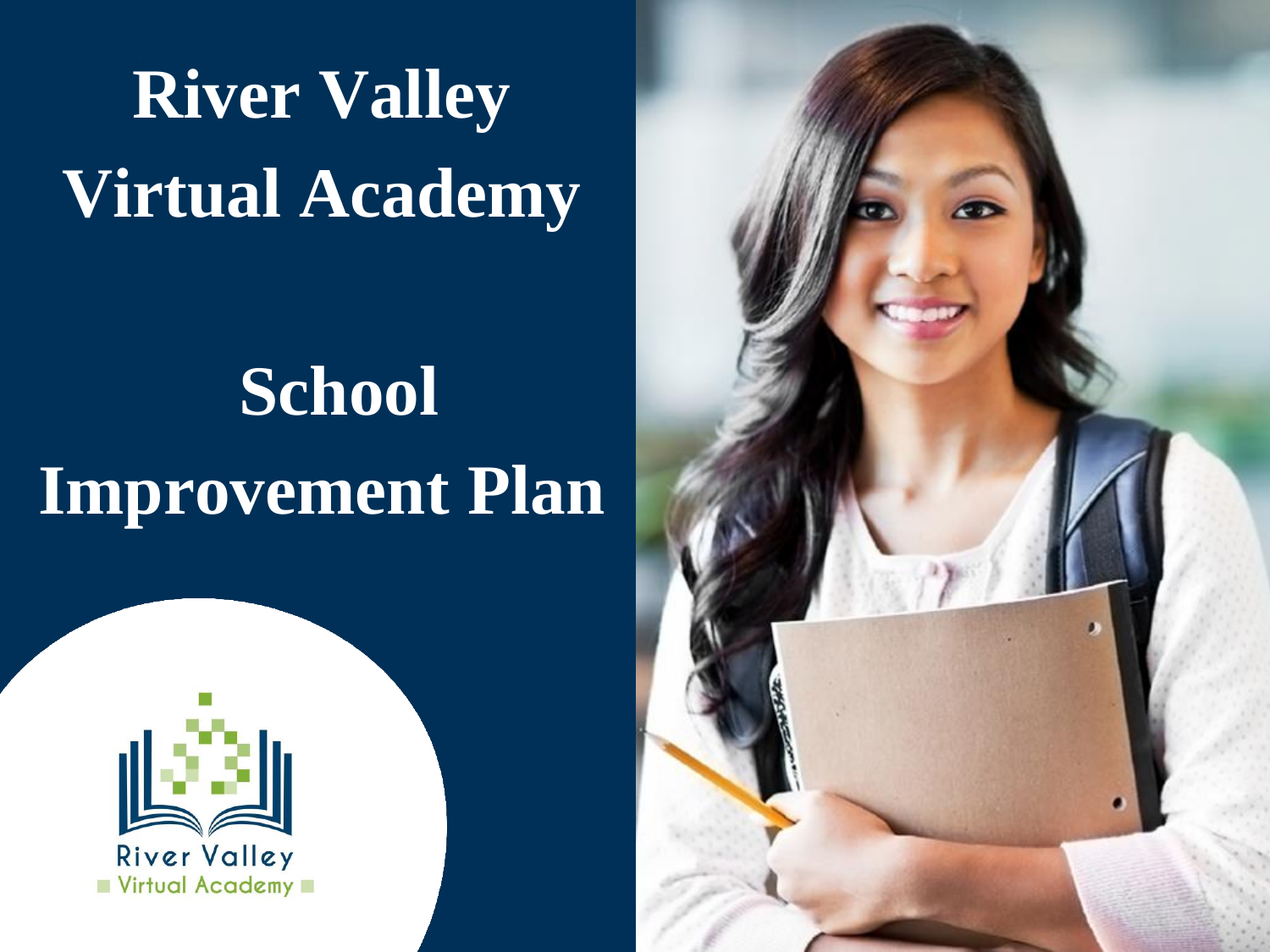# River Valley Virtual Academy

# School Improvement Plan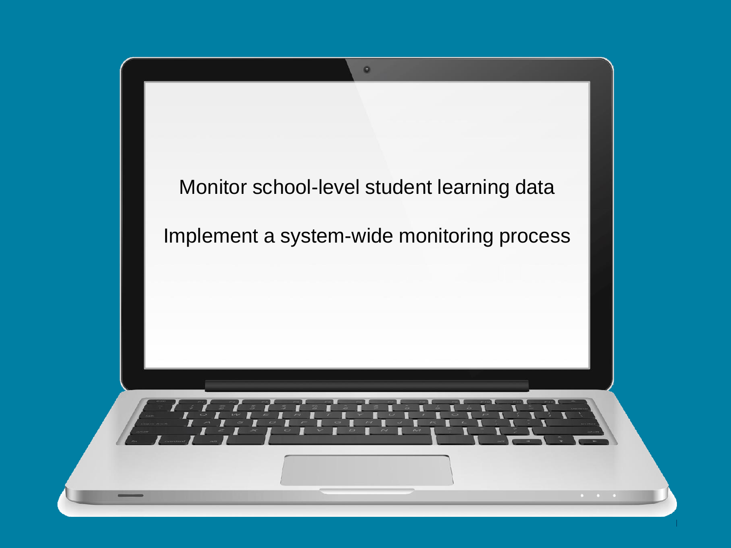Monitor school-level student learning data

Implement a system-wide monitoring process